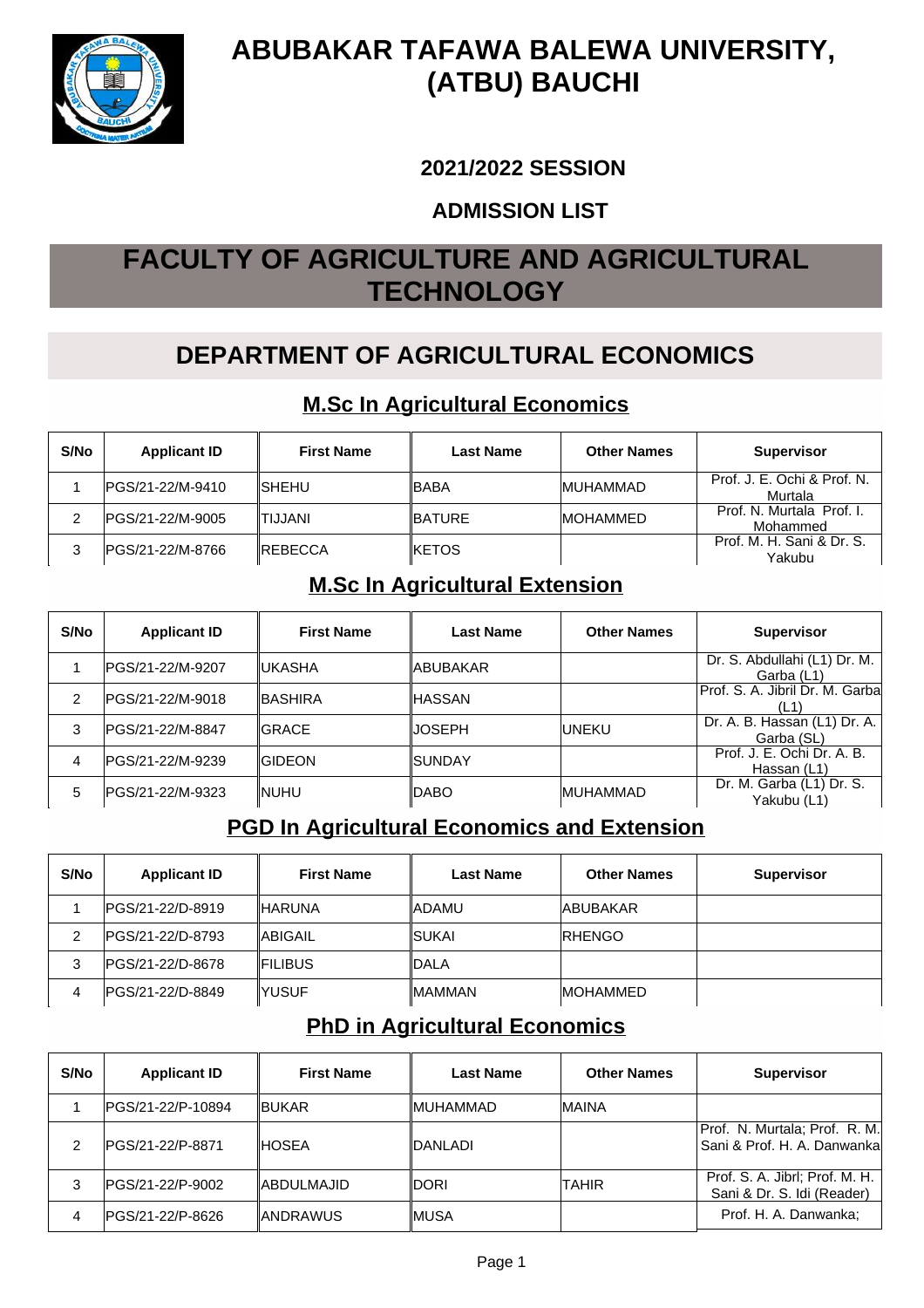# ABUBAKAR TAFAWA BALEWA UNIVERSITY, (ATBU) BAUCHI

## 2021/2022 SESSION

## ADMISSION LIST

# FACULTY OF AGRICULTURE AND AGRICULTURAL TECHNOLOGY

## DEPARTMENT OF AGRICULTURAL ECONOMICS

### M.Sc In Agricultural Economics

| S/No | Applicant ID | First Name | Last Name | Other Names | Supervisor |
|---|---|---|---|---|---|
| 1 | PGS/21-22/M-9410 | SHEHU | BABA | MUHAMMAD | Prof. J. E. Ochi & Prof. N. Murtala |
| 2 | PGS/21-22/M-9005 | TIJJANI | BATURE | MOHAMMED | Prof. N. Murtala Prof. I. Mohammed |
| 3 | PGS/21-22/M-8766 | REBECCA | KETOS | | Prof. M. H. Sani & Dr. S. Yakubu |

### M.Sc In Agricultural Extension

| S/No | Applicant ID | First Name | Last Name | Other Names | Supervisor |
|---|---|---|---|---|---|
| 1 | PGS/21-22/M-9207 | UKASHA | ABUBAKAR | | Dr. S. Abdullahi (L1) Dr. M. Garba (L1) |
| 2 | PGS/21-22/M-9018 | BASHIRA | HASSAN | | Prof. S. A. Jibril Dr. M. Garba (L1) |
| 3 | PGS/21-22/M-8847 | GRACE | JOSEPH | UNEKU | Dr. A. B. Hassan (L1) Dr. A. Garba (SL) |
| 4 | PGS/21-22/M-9239 | GIDEON | SUNDAY | | Prof. J. E. Ochi Dr. A. B. Hassan (L1) |
| 5 | PGS/21-22/M-9323 | NUHU | DABO | MUHAMMAD | Dr. M. Garba (L1) Dr. S. Yakubu (L1) |

### PGD In Agricultural Economics and Extension

| S/No | Applicant ID | First Name | Last Name | Other Names | Supervisor |
|---|---|---|---|---|---|
| 1 | PGS/21-22/D-8919 | HARUNA | ADAMU | ABUBAKAR | |
| 2 | PGS/21-22/D-8793 | ABIGAIL | SUKAI | RHENGO | |
| 3 | PGS/21-22/D-8678 | FILIBUS | DALA | | |
| 4 | PGS/21-22/D-8849 | YUSUF | MAMMAN | MOHAMMED | |

### PhD in Agricultural Economics

| S/No | Applicant ID | First Name | Last Name | Other Names | Supervisor |
|---|---|---|---|---|---|
| 1 | PGS/21-22/P-10894 | BUKAR | MUHAMMAD | MAINA | |
| 2 | PGS/21-22/P-8871 | HOSEA | DANLADI | | Prof. N. Murtala; Prof. R. M. Sani & Prof. H. A. Danwanka |
| 3 | PGS/21-22/P-9002 | ABDULMAJID | DORI | TAHIR | Prof. S. A. Jibrl; Prof. M. H. Sani & Dr. S. Idi (Reader) |
| 4 | PGS/21-22/P-8626 | ANDRAWUS | MUSA | | Prof. H. A. Danwanka; |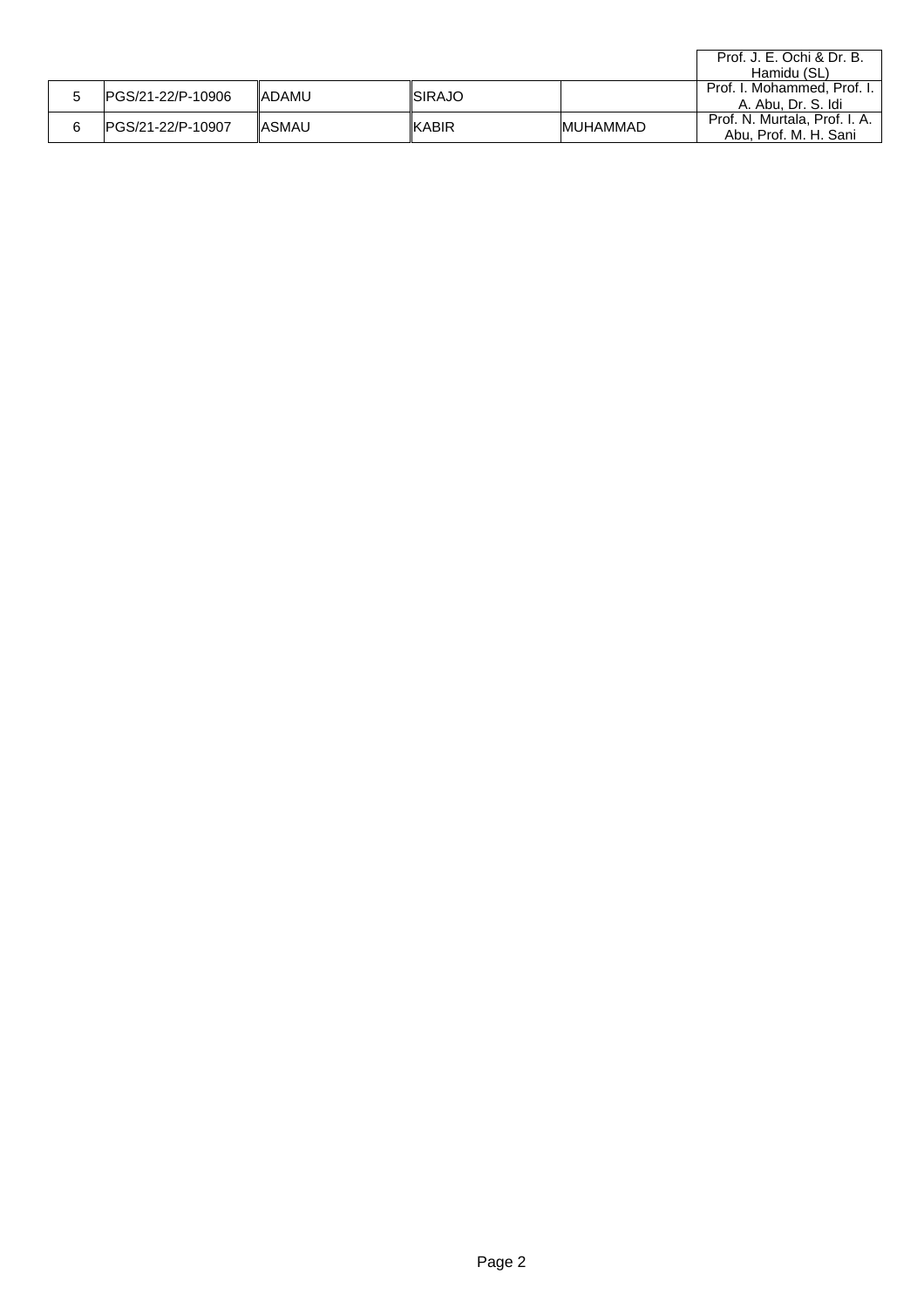| | | | | | |
|---|---|---|---|---|---|
| | | | | | Prof. J. E. Ochi & Dr. B. Hamidu (SL) |
| 5 | PGS/21-22/P-10906 | ADAMU | SIRAJO | | Prof. I. Mohammed, Prof. I. A. Abu, Dr. S. Idi |
| 6 | PGS/21-22/P-10907 | ASMAU | KABIR | MUHAMMAD | Prof. N. Murtala, Prof. I. A. Abu, Prof. M. H. Sani |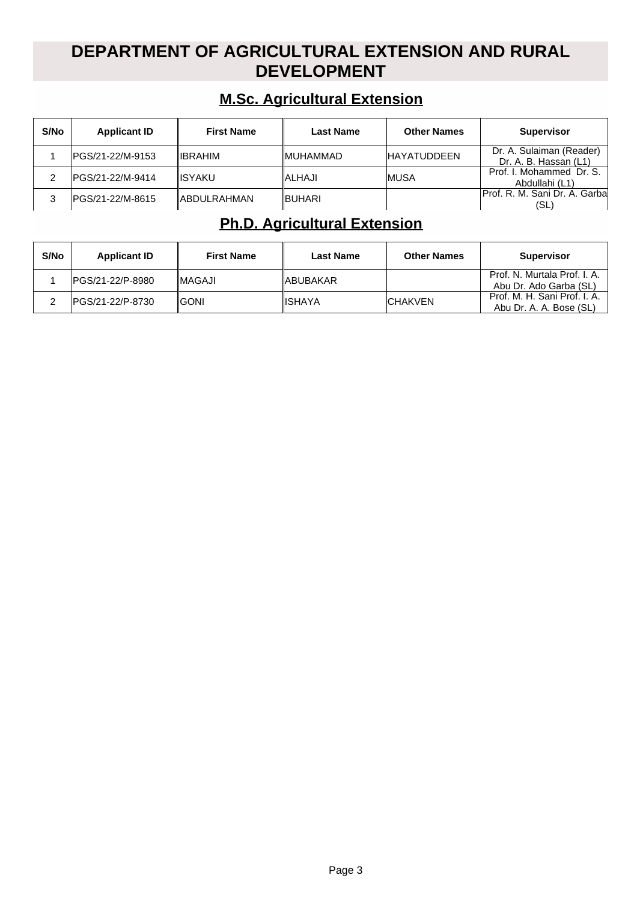# DEPARTMENT OF AGRICULTURAL EXTENSION AND RURAL DEVELOPMENT

## M.Sc. Agricultural Extension

| S/No | Applicant ID | First Name | Last Name | Other Names | Supervisor |
|---|---|---|---|---|---|
| 1 | PGS/21-22/M-9153 | IBRAHIM | MUHAMMAD | HAYATUDDEEN | Dr. A. Sulaiman (Reader) Dr. A. B. Hassan (L1) |
| 2 | PGS/21-22/M-9414 | ISYAKU | ALHAJI | MUSA | Prof. I. Mohammed Dr. S. Abdullahi (L1) |
| 3 | PGS/21-22/M-8615 | ABDULRAHMAN | BUHARI | | Prof. R. M. Sani Dr. A. Garba (SL) |

## Ph.D. Agricultural Extension

| S/No | Applicant ID | First Name | Last Name | Other Names | Supervisor |
|---|---|---|---|---|---|
| 1 | PGS/21-22/P-8980 | MAGAJI | ABUBAKAR | | Prof. N. Murtala Prof. I. A. Abu Dr. Ado Garba (SL) |
| 2 | PGS/21-22/P-8730 | GONI | ISHAYA | CHAKVEN | Prof. M. H. Sani Prof. I. A. Abu Dr. A. A. Bose (SL) |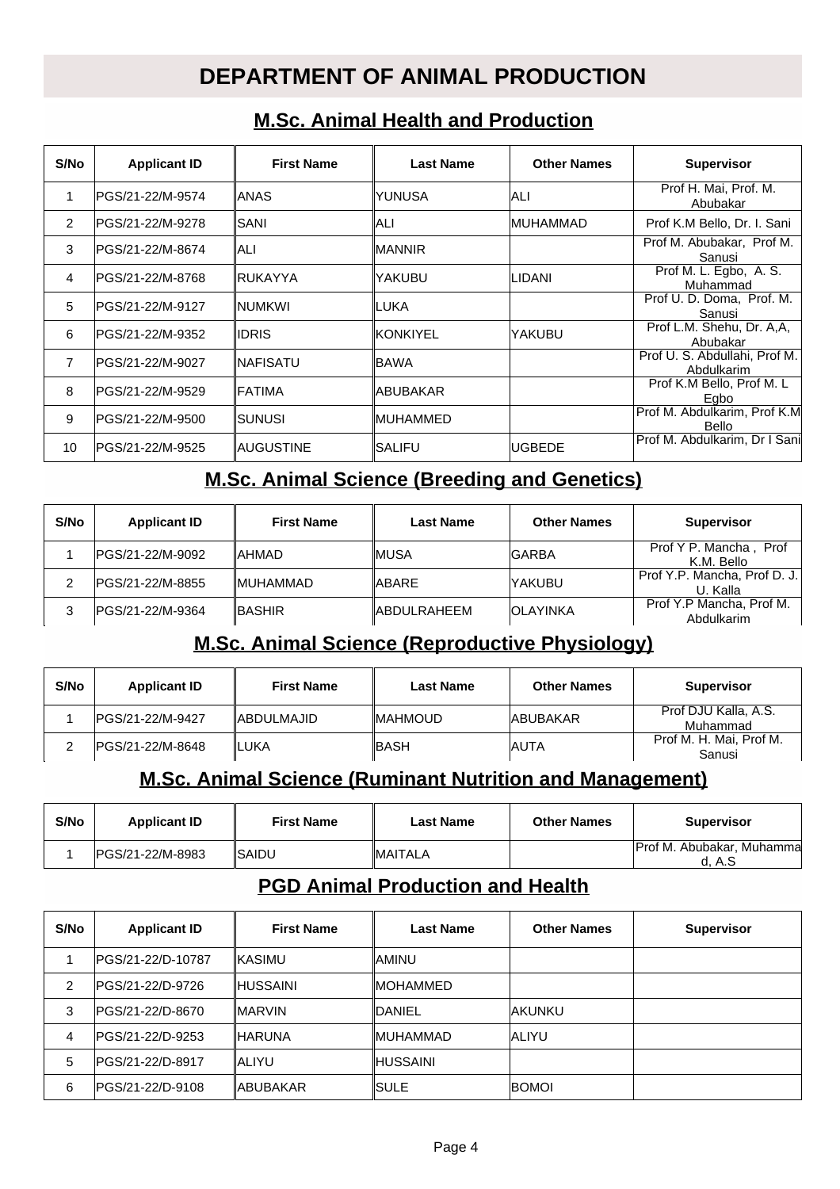# DEPARTMENT OF ANIMAL PRODUCTION

## M.Sc. Animal Health and Production

| S/No | Applicant ID | First Name | Last Name | Other Names | Supervisor |
|---|---|---|---|---|---|
| 1 | PGS/21-22/M-9574 | ANAS | YUNUSA | ALI | Prof H. Mai, Prof. M. Abubakar |
| 2 | PGS/21-22/M-9278 | SANI | ALI | MUHAMMAD | Prof K.M Bello, Dr. I. Sani |
| 3 | PGS/21-22/M-8674 | ALI | MANNIR | | Prof M. Abubakar, Prof M. Sanusi |
| 4 | PGS/21-22/M-8768 | RUKAYYA | YAKUBU | LIDANI | Prof M. L. Egbo, A. S. Muhammad |
| 5 | PGS/21-22/M-9127 | NUMKWI | LUKA | | Prof U. D. Doma, Prof. M. Sanusi |
| 6 | PGS/21-22/M-9352 | IDRIS | KONKIYEL | YAKUBU | Prof L.M. Shehu, Dr. A,A, Abubakar |
| 7 | PGS/21-22/M-9027 | NAFISATU | BAWA | | Prof U. S. Abdullahi, Prof M. Abdulkarim |
| 8 | PGS/21-22/M-9529 | FATIMA | ABUBAKAR | | Prof K.M Bello, Prof M. L Egbo |
| 9 | PGS/21-22/M-9500 | SUNUSI | MUHAMMED | | Prof M. Abdulkarim, Prof K.M Bello |
| 10 | PGS/21-22/M-9525 | AUGUSTINE | SALIFU | UGBEDE | Prof M. Abdulkarim, Dr I Sani |

## M.Sc. Animal Science (Breeding and Genetics)

| S/No | Applicant ID | First Name | Last Name | Other Names | Supervisor |
|---|---|---|---|---|---|
| 1 | PGS/21-22/M-9092 | AHMAD | MUSA | GARBA | Prof Y P. Mancha , Prof K.M. Bello |
| 2 | PGS/21-22/M-8855 | MUHAMMAD | ABARE | YAKUBU | Prof Y.P. Mancha, Prof D. J. U. Kalla |
| 3 | PGS/21-22/M-9364 | BASHIR | ABDULRAHEEM | OLAYINKA | Prof Y.P Mancha, Prof M. Abdulkarim |

## M.Sc. Animal Science (Reproductive Physiology)

| S/No | Applicant ID | First Name | Last Name | Other Names | Supervisor |
|---|---|---|---|---|---|
| 1 | PGS/21-22/M-9427 | ABDULMAJID | MAHMOUD | ABUBAKAR | Prof DJU Kalla, A.S. Muhammad |
| 2 | PGS/21-22/M-8648 | LUKA | BASH | AUTA | Prof M. H. Mai, Prof M. Sanusi |

## M.Sc. Animal Science (Ruminant Nutrition and Management)

| S/No | Applicant ID | First Name | Last Name | Other Names | Supervisor |
|---|---|---|---|---|---|
| 1 | PGS/21-22/M-8983 | SAIDU | MAITALA | | Prof M. Abubakar, Muhammad, A.S |

## PGD Animal Production and Health

| S/No | Applicant ID | First Name | Last Name | Other Names | Supervisor |
|---|---|---|---|---|---|
| 1 | PGS/21-22/D-10787 | KASIMU | AMINU | | |
| 2 | PGS/21-22/D-9726 | HUSSAINI | MOHAMMED | | |
| 3 | PGS/21-22/D-8670 | MARVIN | DANIEL | AKUNKU | |
| 4 | PGS/21-22/D-9253 | HARUNA | MUHAMMAD | ALIYU | |
| 5 | PGS/21-22/D-8917 | ALIYU | HUSSAINI | | |
| 6 | PGS/21-22/D-9108 | ABUBAKAR | SULE | BOMOI | |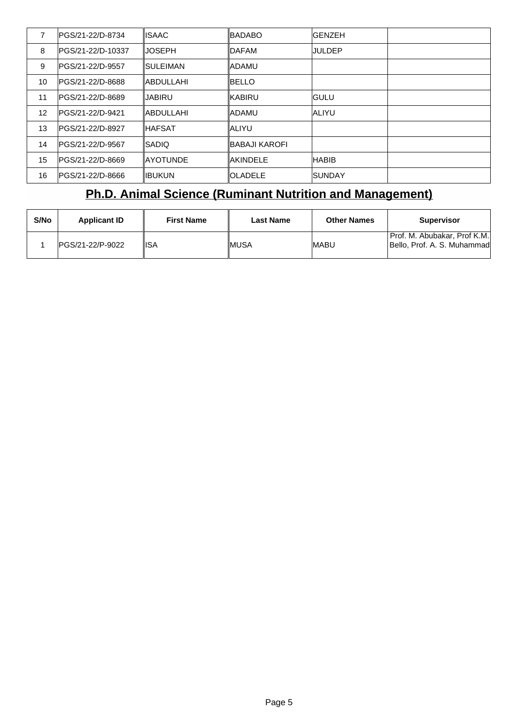| | | | | | |
|---|---|---|---|---|---|
| 7 | PGS/21-22/D-8734 | ISAAC | BADABO | GENZEH | |
| 8 | PGS/21-22/D-10337 | JOSEPH | DAFAM | JULDEP | |
| 9 | PGS/21-22/D-9557 | SULEIMAN | ADAMU | | |
| 10 | PGS/21-22/D-8688 | ABDULLAHI | BELLO | | |
| 11 | PGS/21-22/D-8689 | JABIRU | KABIRU | GULU | |
| 12 | PGS/21-22/D-9421 | ABDULLAHI | ADAMU | ALIYU | |
| 13 | PGS/21-22/D-8927 | HAFSAT | ALIYU | | |
| 14 | PGS/21-22/D-9567 | SADIQ | BABAJI KAROFI | | |
| 15 | PGS/21-22/D-8669 | AYOTUNDE | AKINDELE | HABIB | |
| 16 | PGS/21-22/D-8666 | IBUKUN | OLADELE | SUNDAY | |

## Ph.D. Animal Science (Ruminant Nutrition and Management)

| S/No | Applicant ID | First Name | Last Name | Other Names | Supervisor |
|---|---|---|---|---|---|
| 1 | PGS/21-22/P-9022 | ISA | MUSA | MABU | Prof. M. Abubakar, Prof K.M. Bello, Prof. A. S. Muhammad |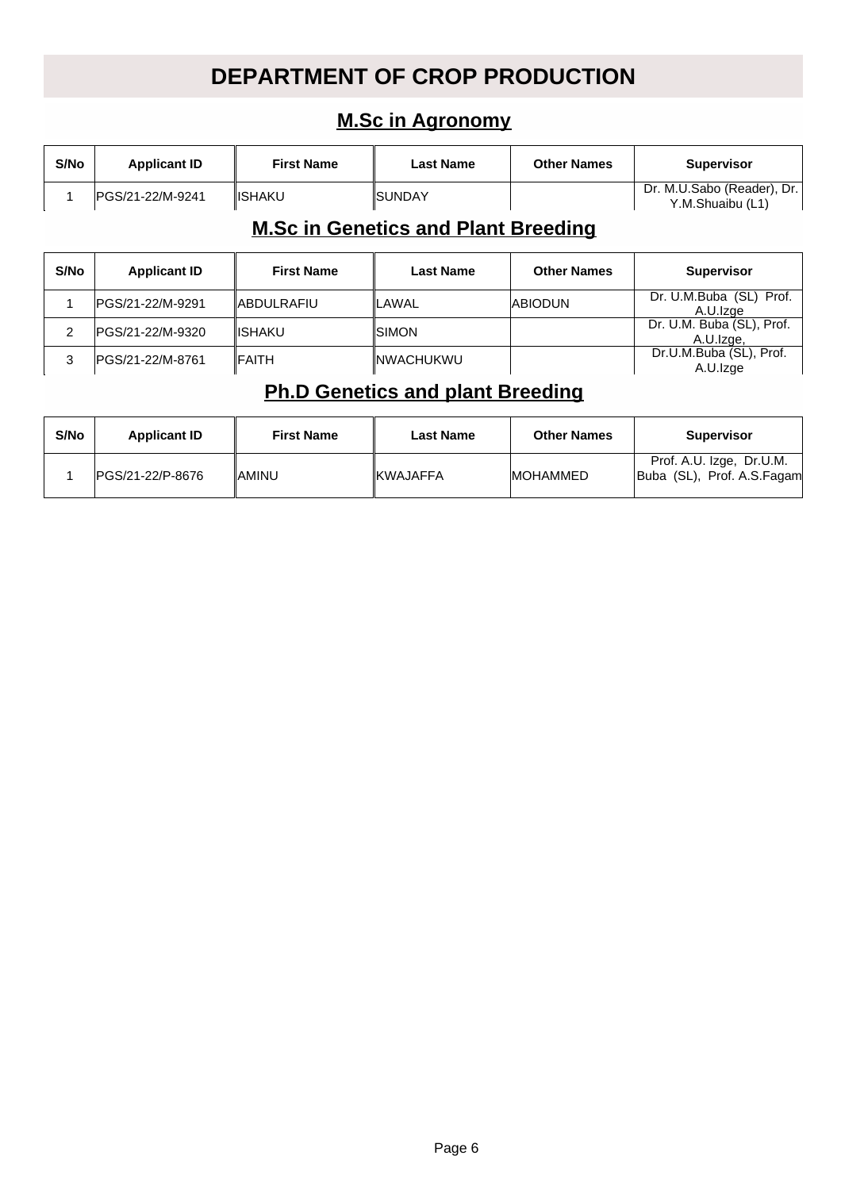# DEPARTMENT OF CROP PRODUCTION

## M.Sc in Agronomy

| S/No | Applicant ID | First Name | Last Name | Other Names | Supervisor |
|---|---|---|---|---|---|
| 1 | PGS/21-22/M-9241 | ISHAKU | SUNDAY | | Dr. M.U.Sabo (Reader), Dr. Y.M.Shuaibu (L1) |

## M.Sc in Genetics and Plant Breeding

| S/No | Applicant ID | First Name | Last Name | Other Names | Supervisor |
|---|---|---|---|---|---|
| 1 | PGS/21-22/M-9291 | ABDULRAFIU | LAWAL | ABIODUN | Dr. U.M.Buba (SL) Prof. A.U.Izge |
| 2 | PGS/21-22/M-9320 | ISHAKU | SIMON | | Dr. U.M. Buba (SL), Prof. A.U.Izge, |
| 3 | PGS/21-22/M-8761 | FAITH | NWACHUKWU | | Dr.U.M.Buba (SL), Prof. A.U.Izge |

## Ph.D Genetics and plant Breeding

| S/No | Applicant ID | First Name | Last Name | Other Names | Supervisor |
|---|---|---|---|---|---|
| 1 | PGS/21-22/P-8676 | AMINU | KWAJAFFA | MOHAMMED | Prof. A.U. Izge, Dr.U.M. Buba (SL), Prof. A.S.Fagam |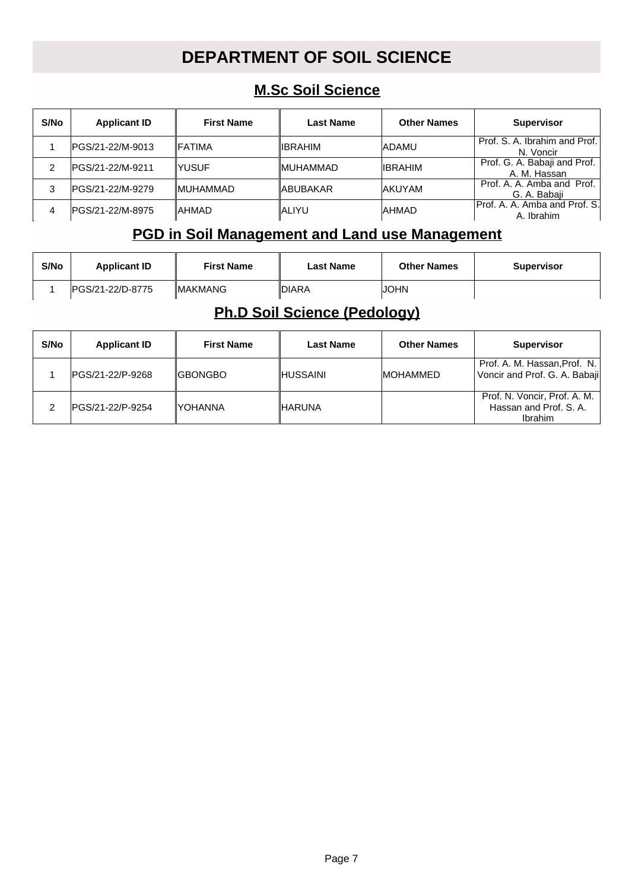# DEPARTMENT OF SOIL SCIENCE

## M.Sc Soil Science

| S/No | Applicant ID | First Name | Last Name | Other Names | Supervisor |
|---|---|---|---|---|---|
| 1 | PGS/21-22/M-9013 | FATIMA | IBRAHIM | ADAMU | Prof. S. A. Ibrahim and Prof. N. Voncir |
| 2 | PGS/21-22/M-9211 | YUSUF | MUHAMMAD | IBRAHIM | Prof. G. A. Babaji and Prof. A. M. Hassan |
| 3 | PGS/21-22/M-9279 | MUHAMMAD | ABUBAKAR | AKUYAM | Prof. A. A. Amba and Prof. G. A. Babaji |
| 4 | PGS/21-22/M-8975 | AHMAD | ALIYU | AHMAD | Prof. A. A. Amba and Prof. S. A. Ibrahim |

## PGD in Soil Management and Land use Management

| S/No | Applicant ID | First Name | Last Name | Other Names | Supervisor |
|---|---|---|---|---|---|
| 1 | PGS/21-22/D-8775 | MAKMANG | DIARA | JOHN | |

## Ph.D Soil Science (Pedology)

| S/No | Applicant ID | First Name | Last Name | Other Names | Supervisor |
|---|---|---|---|---|---|
| 1 | PGS/21-22/P-9268 | GBONGBO | HUSSAINI | MOHAMMED | Prof. A. M. Hassan,Prof. N. Voncir and Prof. G. A. Babaji |
| 2 | PGS/21-22/P-9254 | YOHANNA | HARUNA | | Prof. N. Voncir, Prof. A. M. Hassan and Prof. S. A. Ibrahim |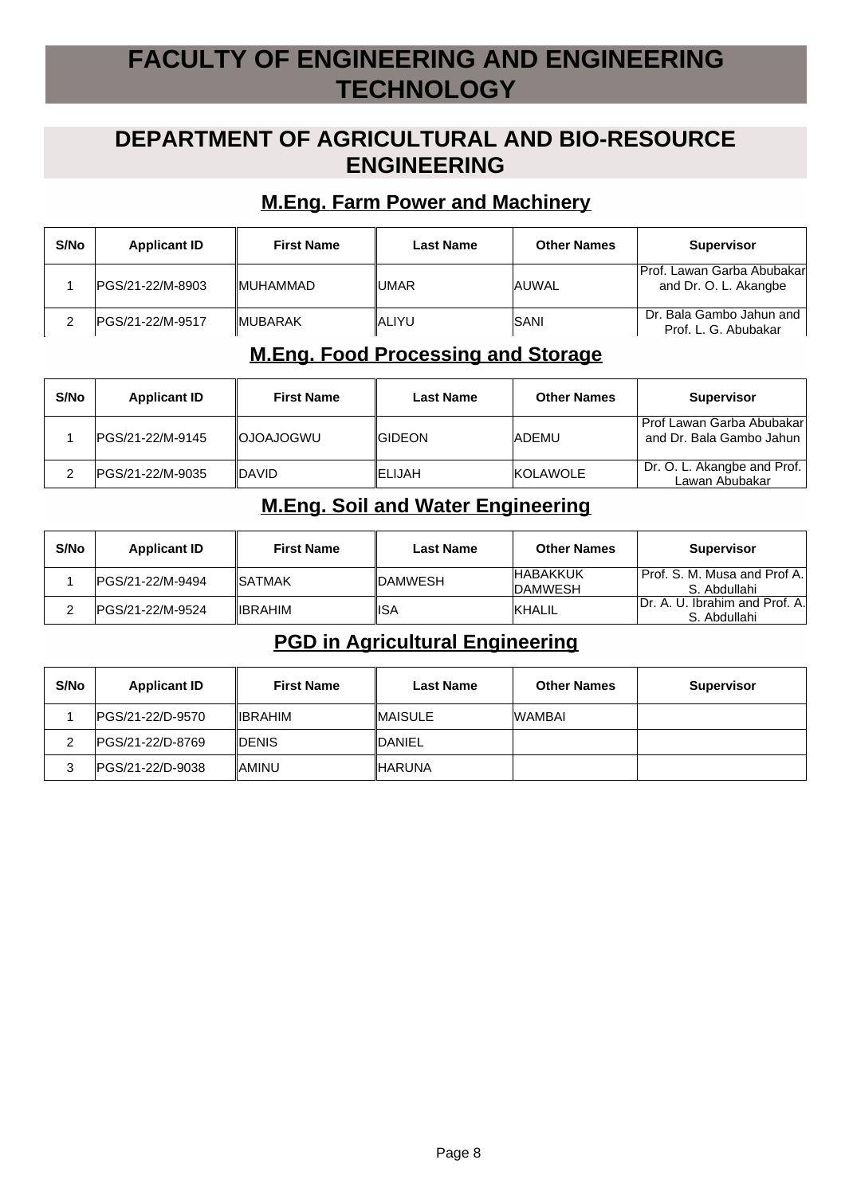# FACULTY OF ENGINEERING AND ENGINEERING TECHNOLOGY

## DEPARTMENT OF AGRICULTURAL AND BIO-RESOURCE ENGINEERING

### M.Eng. Farm Power and Machinery

| S/No | Applicant ID | First Name | Last Name | Other Names | Supervisor |
|---|---|---|---|---|---|
| 1 | PGS/21-22/M-8903 | MUHAMMAD | UMAR | AUWAL | Prof. Lawan Garba Abubakar and Dr. O. L. Akangbe |
| 2 | PGS/21-22/M-9517 | MUBARAK | ALIYU | SANI | Dr. Bala Gambo Jahun and Prof. L. G. Abubakar |

### M.Eng. Food Processing and Storage

| S/No | Applicant ID | First Name | Last Name | Other Names | Supervisor |
|---|---|---|---|---|---|
| 1 | PGS/21-22/M-9145 | OJOAJOGWU | GIDEON | ADEMU | Prof Lawan Garba Abubakar and Dr. Bala Gambo Jahun |
| 2 | PGS/21-22/M-9035 | DAVID | ELIJAH | KOLAWOLE | Dr. O. L. Akangbe and Prof. Lawan Abubakar |

### M.Eng. Soil and Water Engineering

| S/No | Applicant ID | First Name | Last Name | Other Names | Supervisor |
|---|---|---|---|---|---|
| 1 | PGS/21-22/M-9494 | SATMAK | DAMWESH | HABAKKUK DAMWESH | Prof. S. M. Musa and Prof A. S. Abdullahi |
| 2 | PGS/21-22/M-9524 | IBRAHIM | ISA | KHALIL | Dr. A. U. Ibrahim and Prof. A. S. Abdullahi |

### PGD in Agricultural Engineering

| S/No | Applicant ID | First Name | Last Name | Other Names | Supervisor |
|---|---|---|---|---|---|
| 1 | PGS/21-22/D-9570 | IBRAHIM | MAISULE | WAMBAI | |
| 2 | PGS/21-22/D-8769 | DENIS | DANIEL | | |
| 3 | PGS/21-22/D-9038 | AMINU | HARUNA | | |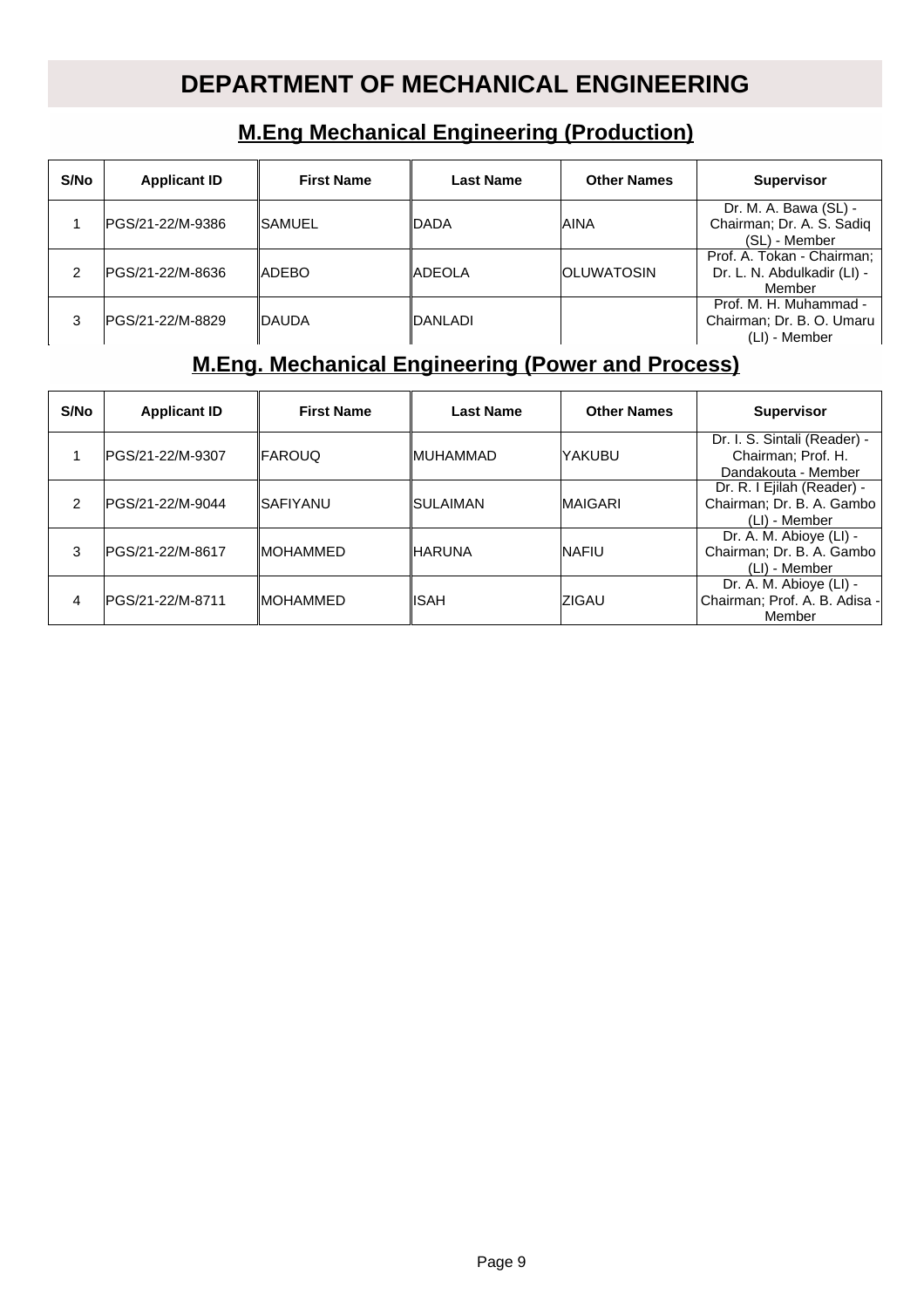# DEPARTMENT OF MECHANICAL ENGINEERING

## M.Eng Mechanical Engineering (Production)

| S/No | Applicant ID | First Name | Last Name | Other Names | Supervisor |
|---|---|---|---|---|---|
| 1 | PGS/21-22/M-9386 | SAMUEL | DADA | AINA | Dr. M. A. Bawa (SL) - Chairman; Dr. A. S. Sadiq (SL) - Member |
| 2 | PGS/21-22/M-8636 | ADEBO | ADEOLA | OLUWATOSIN | Prof. A. Tokan - Chairman; Dr. L. N. Abdulkadir (LI) - Member |
| 3 | PGS/21-22/M-8829 | DAUDA | DANLADI | | Prof. M. H. Muhammad - Chairman; Dr. B. O. Umaru (LI) - Member |

## M.Eng. Mechanical Engineering (Power and Process)

| S/No | Applicant ID | First Name | Last Name | Other Names | Supervisor |
|---|---|---|---|---|---|
| 1 | PGS/21-22/M-9307 | FAROUQ | MUHAMMAD | YAKUBU | Dr. I. S. Sintali (Reader) - Chairman; Prof. H. Dandakouta - Member |
| 2 | PGS/21-22/M-9044 | SAFIYANU | SULAIMAN | MAIGARI | Dr. R. I Ejilah (Reader) - Chairman; Dr. B. A. Gambo (LI) - Member |
| 3 | PGS/21-22/M-8617 | MOHAMMED | HARUNA | NAFIU | Dr. A. M. Abioye (LI) - Chairman; Dr. B. A. Gambo (LI) - Member |
| 4 | PGS/21-22/M-8711 | MOHAMMED | ISAH | ZIGAU | Dr. A. M. Abioye (LI) - Chairman; Prof. A. B. Adisa - Member |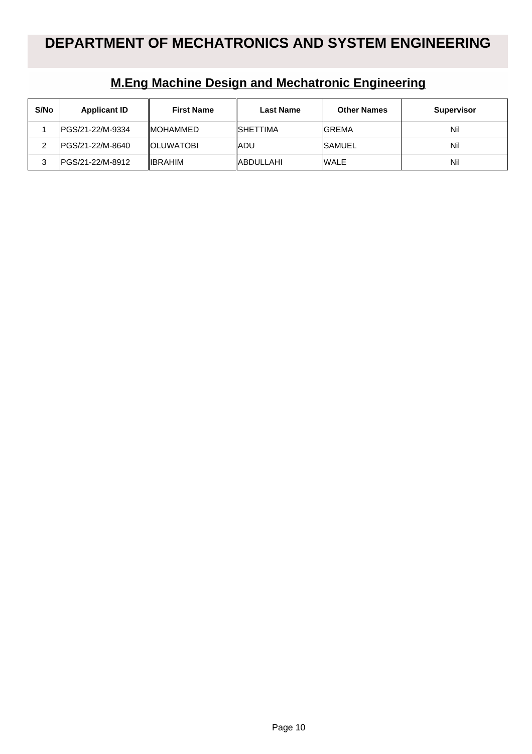# DEPARTMENT OF MECHATRONICS AND SYSTEM ENGINEERING

## M.Eng Machine Design and Mechatronic Engineering

| S/No | Applicant ID | First Name | Last Name | Other Names | Supervisor |
|---|---|---|---|---|---|
| 1 | PGS/21-22/M-9334 | MOHAMMED | SHETTIMA | GREMA | Nil |
| 2 | PGS/21-22/M-8640 | OLUWATOBI | ADU | SAMUEL | Nil |
| 3 | PGS/21-22/M-8912 | IBRAHIM | ABDULLAHI | WALE | Nil |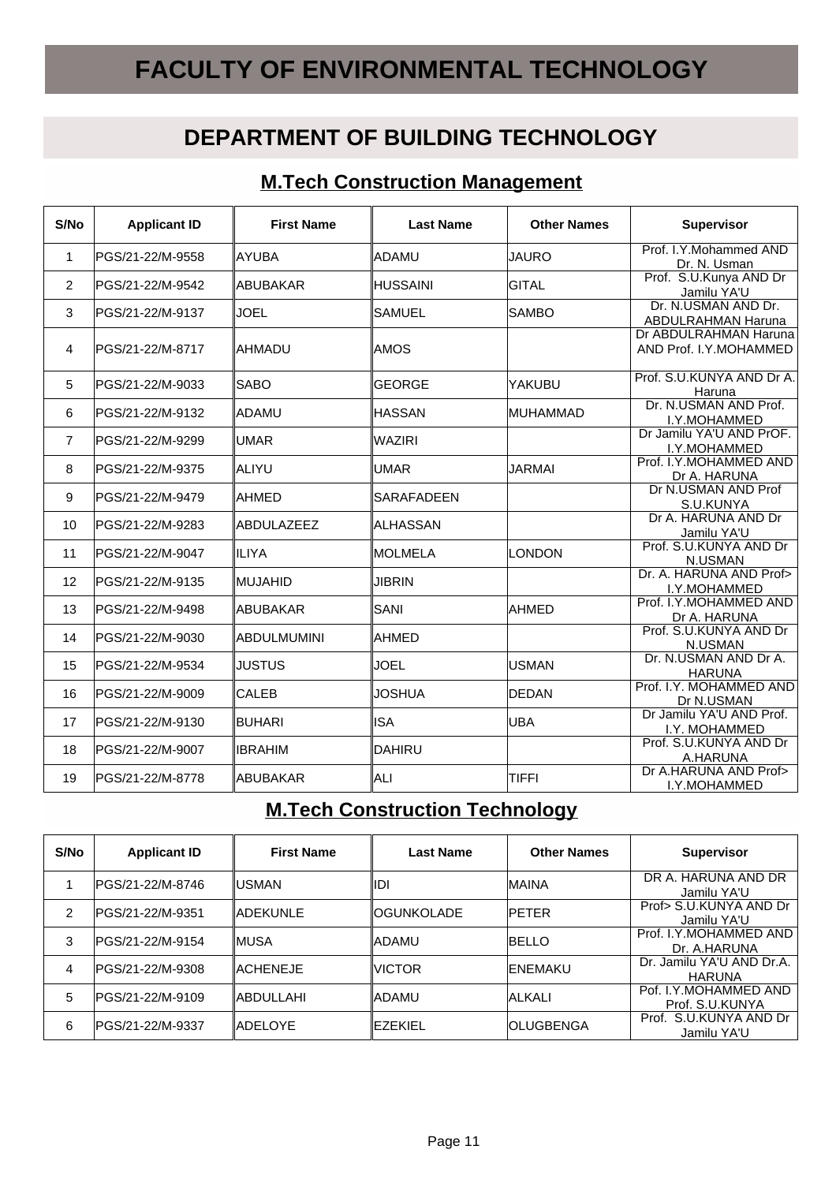# FACULTY OF ENVIRONMENTAL TECHNOLOGY

## DEPARTMENT OF BUILDING TECHNOLOGY

### M.Tech Construction Management

| S/No | Applicant ID | First Name | Last Name | Other Names | Supervisor |
|---|---|---|---|---|---|
| 1 | PGS/21-22/M-9558 | AYUBA | ADAMU | JAURO | Prof. I.Y.Mohammed AND Dr. N. Usman |
| 2 | PGS/21-22/M-9542 | ABUBAKAR | HUSSAINI | GITAL | Prof. S.U.Kunya AND Dr Jamilu YA'U |
| 3 | PGS/21-22/M-9137 | JOEL | SAMUEL | SAMBO | Dr. N.USMAN AND Dr. ABDULRAHMAN Haruna |
| 4 | PGS/21-22/M-8717 | AHMADU | AMOS | | Dr ABDULRAHMAN Haruna AND Prof. I.Y.MOHAMMED |
| 5 | PGS/21-22/M-9033 | SABO | GEORGE | YAKUBU | Prof. S.U.KUNYA AND Dr A. Haruna |
| 6 | PGS/21-22/M-9132 | ADAMU | HASSAN | MUHAMMAD | Dr. N.USMAN AND Prof. I.Y.MOHAMMED |
| 7 | PGS/21-22/M-9299 | UMAR | WAZIRI | | Dr Jamilu YA'U AND PrOF. I.Y.MOHAMMED |
| 8 | PGS/21-22/M-9375 | ALIYU | UMAR | JARMAI | Prof. I.Y.MOHAMMED AND Dr A. HARUNA |
| 9 | PGS/21-22/M-9479 | AHMED | SARAFADEEN | | Dr N.USMAN AND Prof S.U.KUNYA |
| 10 | PGS/21-22/M-9283 | ABDULAZEEZ | ALHASSAN | | Dr A. HARUNA AND Dr Jamilu YA'U |
| 11 | PGS/21-22/M-9047 | ILIYA | MOLMELA | LONDON | Prof. S.U.KUNYA AND Dr N.USMAN |
| 12 | PGS/21-22/M-9135 | MUJAHID | JIBRIN | | Dr. A. HARUNA AND Prof> I.Y.MOHAMMED |
| 13 | PGS/21-22/M-9498 | ABUBAKAR | SANI | AHMED | Prof. I.Y.MOHAMMED AND Dr A. HARUNA |
| 14 | PGS/21-22/M-9030 | ABDULMUMINI | AHMED | | Prof. S.U.KUNYA AND Dr N.USMAN |
| 15 | PGS/21-22/M-9534 | JUSTUS | JOEL | USMAN | Dr. N.USMAN AND Dr A. HARUNA |
| 16 | PGS/21-22/M-9009 | CALEB | JOSHUA | DEDAN | Prof. I.Y. MOHAMMED AND Dr N.USMAN |
| 17 | PGS/21-22/M-9130 | BUHARI | ISA | UBA | Dr Jamilu YA'U AND Prof. I.Y. MOHAMMED |
| 18 | PGS/21-22/M-9007 | IBRAHIM | DAHIRU | | Prof. S.U.KUNYA AND Dr A.HARUNA |
| 19 | PGS/21-22/M-8778 | ABUBAKAR | ALI | TIFFI | Dr A.HARUNA AND Prof> I.Y.MOHAMMED |

### M.Tech Construction Technology

| S/No | Applicant ID | First Name | Last Name | Other Names | Supervisor |
|---|---|---|---|---|---|
| 1 | PGS/21-22/M-8746 | USMAN | IDI | MAINA | DR A. HARUNA AND DR Jamilu YA'U |
| 2 | PGS/21-22/M-9351 | ADEKUNLE | OGUNKOLADE | PETER | Prof> S.U.KUNYA AND Dr Jamilu YA'U |
| 3 | PGS/21-22/M-9154 | MUSA | ADAMU | BELLO | Prof. I.Y.MOHAMMED AND Dr. A.HARUNA |
| 4 | PGS/21-22/M-9308 | ACHENEJE | VICTOR | ENEMAKU | Dr. Jamilu YA'U AND Dr.A. HARUNA |
| 5 | PGS/21-22/M-9109 | ABDULLAHI | ADAMU | ALKALI | Pof. I.Y.MOHAMMED AND Prof. S.U.KUNYA |
| 6 | PGS/21-22/M-9337 | ADELOYE | EZEKIEL | OLUGBENGA | Prof. S.U.KUNYA AND Dr Jamilu YA'U |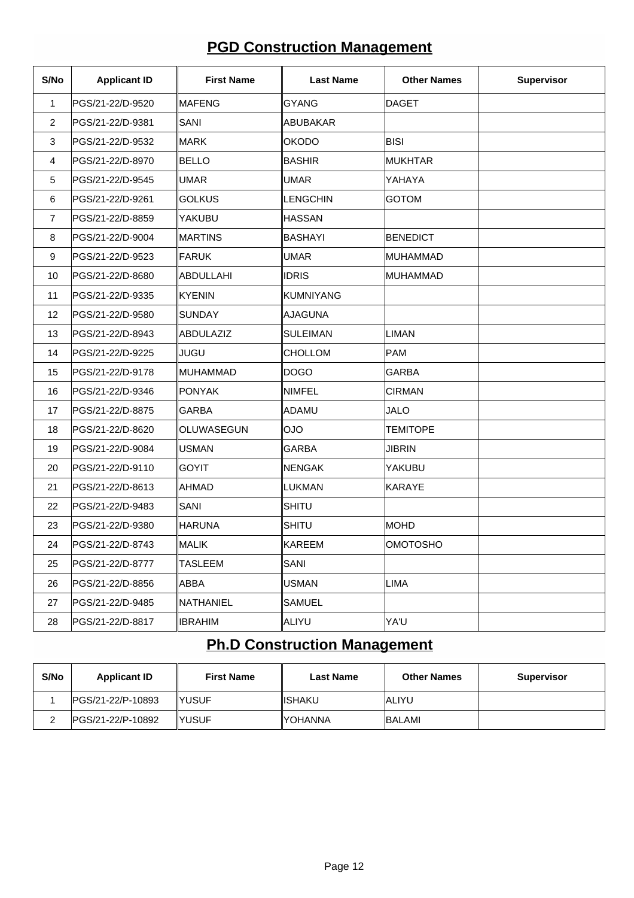## PGD Construction Management

| S/No | Applicant ID | First Name | Last Name | Other Names | Supervisor |
|---|---|---|---|---|---|
| 1 | PGS/21-22/D-9520 | MAFENG | GYANG | DAGET | |
| 2 | PGS/21-22/D-9381 | SANI | ABUBAKAR | | |
| 3 | PGS/21-22/D-9532 | MARK | OKODO | BISI | |
| 4 | PGS/21-22/D-8970 | BELLO | BASHIR | MUKHTAR | |
| 5 | PGS/21-22/D-9545 | UMAR | UMAR | YAHAYA | |
| 6 | PGS/21-22/D-9261 | GOLKUS | LENGCHIN | GOTOM | |
| 7 | PGS/21-22/D-8859 | YAKUBU | HASSAN | | |
| 8 | PGS/21-22/D-9004 | MARTINS | BASHAYI | BENEDICT | |
| 9 | PGS/21-22/D-9523 | FARUK | UMAR | MUHAMMAD | |
| 10 | PGS/21-22/D-8680 | ABDULLAHI | IDRIS | MUHAMMAD | |
| 11 | PGS/21-22/D-9335 | KYENIN | KUMNIYANG | | |
| 12 | PGS/21-22/D-9580 | SUNDAY | AJAGUNA | | |
| 13 | PGS/21-22/D-8943 | ABDULAZIZ | SULEIMAN | LIMAN | |
| 14 | PGS/21-22/D-9225 | JUGU | CHOLLOM | PAM | |
| 15 | PGS/21-22/D-9178 | MUHAMMAD | DOGO | GARBA | |
| 16 | PGS/21-22/D-9346 | PONYAK | NIMFEL | CIRMAN | |
| 17 | PGS/21-22/D-8875 | GARBA | ADAMU | JALO | |
| 18 | PGS/21-22/D-8620 | OLUWASEGUN | OJO | TEMITOPE | |
| 19 | PGS/21-22/D-9084 | USMAN | GARBA | JIBRIN | |
| 20 | PGS/21-22/D-9110 | GOYIT | NENGAK | YAKUBU | |
| 21 | PGS/21-22/D-8613 | AHMAD | LUKMAN | KARAYE | |
| 22 | PGS/21-22/D-9483 | SANI | SHITU | | |
| 23 | PGS/21-22/D-9380 | HARUNA | SHITU | MOHD | |
| 24 | PGS/21-22/D-8743 | MALIK | KAREEM | OMOTOSHO | |
| 25 | PGS/21-22/D-8777 | TASLEEM | SANI | | |
| 26 | PGS/21-22/D-8856 | ABBA | USMAN | LIMA | |
| 27 | PGS/21-22/D-9485 | NATHANIEL | SAMUEL | | |
| 28 | PGS/21-22/D-8817 | IBRAHIM | ALIYU | YA'U | |

## Ph.D Construction Management

| S/No | Applicant ID | First Name | Last Name | Other Names | Supervisor |
|---|---|---|---|---|---|
| 1 | PGS/21-22/P-10893 | YUSUF | ISHAKU | ALIYU | |
| 2 | PGS/21-22/P-10892 | YUSUF | YOHANNA | BALAMI | |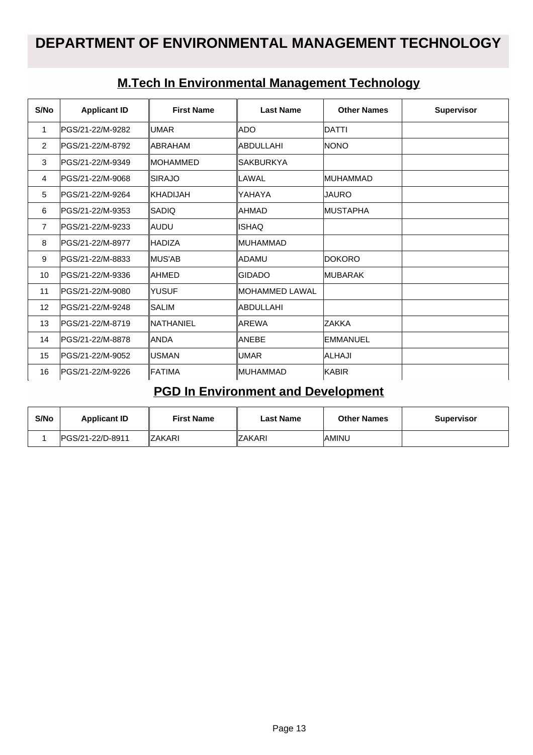# DEPARTMENT OF ENVIRONMENTAL MANAGEMENT TECHNOLOGY

## M.Tech In Environmental Management Technology

| S/No | Applicant ID | First Name | Last Name | Other Names | Supervisor |
|---|---|---|---|---|---|
| 1 | PGS/21-22/M-9282 | UMAR | ADO | DATTI | |
| 2 | PGS/21-22/M-8792 | ABRAHAM | ABDULLAHI | NONO | |
| 3 | PGS/21-22/M-9349 | MOHAMMED | SAKBURKYA | | |
| 4 | PGS/21-22/M-9068 | SIRAJO | LAWAL | MUHAMMAD | |
| 5 | PGS/21-22/M-9264 | KHADIJAH | YAHAYA | JAURO | |
| 6 | PGS/21-22/M-9353 | SADIQ | AHMAD | MUSTAPHA | |
| 7 | PGS/21-22/M-9233 | AUDU | ISHAQ | | |
| 8 | PGS/21-22/M-8977 | HADIZA | MUHAMMAD | | |
| 9 | PGS/21-22/M-8833 | MUS'AB | ADAMU | DOKORO | |
| 10 | PGS/21-22/M-9336 | AHMED | GIDADO | MUBARAK | |
| 11 | PGS/21-22/M-9080 | YUSUF | MOHAMMED LAWAL | | |
| 12 | PGS/21-22/M-9248 | SALIM | ABDULLAHI | | |
| 13 | PGS/21-22/M-8719 | NATHANIEL | AREWA | ZAKKA | |
| 14 | PGS/21-22/M-8878 | ANDA | ANEBE | EMMANUEL | |
| 15 | PGS/21-22/M-9052 | USMAN | UMAR | ALHAJI | |
| 16 | PGS/21-22/M-9226 | FATIMA | MUHAMMAD | KABIR | |

## PGD In Environment and Development

| S/No | Applicant ID | First Name | Last Name | Other Names | Supervisor |
|---|---|---|---|---|---|
| 1 | PGS/21-22/D-8911 | ZAKARI | ZAKARI | AMINU | |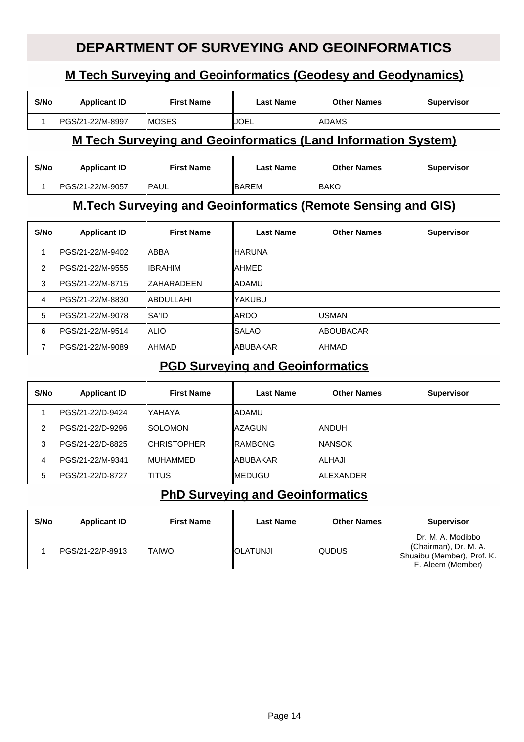# DEPARTMENT OF SURVEYING AND GEOINFORMATICS

## M Tech Surveying and Geoinformatics (Geodesy and Geodynamics)

| S/No | Applicant ID | First Name | Last Name | Other Names | Supervisor |
|---|---|---|---|---|---|
| 1 | PGS/21-22/M-8997 | MOSES | JOEL | ADAMS | |

## M Tech Surveying and Geoinformatics (Land Information System)

| S/No | Applicant ID | First Name | Last Name | Other Names | Supervisor |
|---|---|---|---|---|---|
| 1 | PGS/21-22/M-9057 | PAUL | BAREM | BAKO | |

## M.Tech Surveying and Geoinformatics (Remote Sensing and GIS)

| S/No | Applicant ID | First Name | Last Name | Other Names | Supervisor |
|---|---|---|---|---|---|
| 1 | PGS/21-22/M-9402 | ABBA | HARUNA | | |
| 2 | PGS/21-22/M-9555 | IBRAHIM | AHMED | | |
| 3 | PGS/21-22/M-8715 | ZAHARADEEN | ADAMU | | |
| 4 | PGS/21-22/M-8830 | ABDULLAHI | YAKUBU | | |
| 5 | PGS/21-22/M-9078 | SA'ID | ARDO | USMAN | |
| 6 | PGS/21-22/M-9514 | ALIO | SALAO | ABOUBACAR | |
| 7 | PGS/21-22/M-9089 | AHMAD | ABUBAKAR | AHMAD | |

## PGD Surveying and Geoinformatics

| S/No | Applicant ID | First Name | Last Name | Other Names | Supervisor |
|---|---|---|---|---|---|
| 1 | PGS/21-22/D-9424 | YAHAYA | ADAMU | | |
| 2 | PGS/21-22/D-9296 | SOLOMON | AZAGUN | ANDUH | |
| 3 | PGS/21-22/D-8825 | CHRISTOPHER | RAMBONG | NANSOK | |
| 4 | PGS/21-22/M-9341 | MUHAMMED | ABUBAKAR | ALHAJI | |
| 5 | PGS/21-22/D-8727 | TITUS | MEDUGU | ALEXANDER | |

## PhD Surveying and Geoinformatics

| S/No | Applicant ID | First Name | Last Name | Other Names | Supervisor |
|---|---|---|---|---|---|
| 1 | PGS/21-22/P-8913 | TAIWO | OLATUNJI | QUDUS | Dr. M. A. Modibbo (Chairman), Dr. M. A. Shuaibu (Member), Prof. K. F. Aleem (Member) |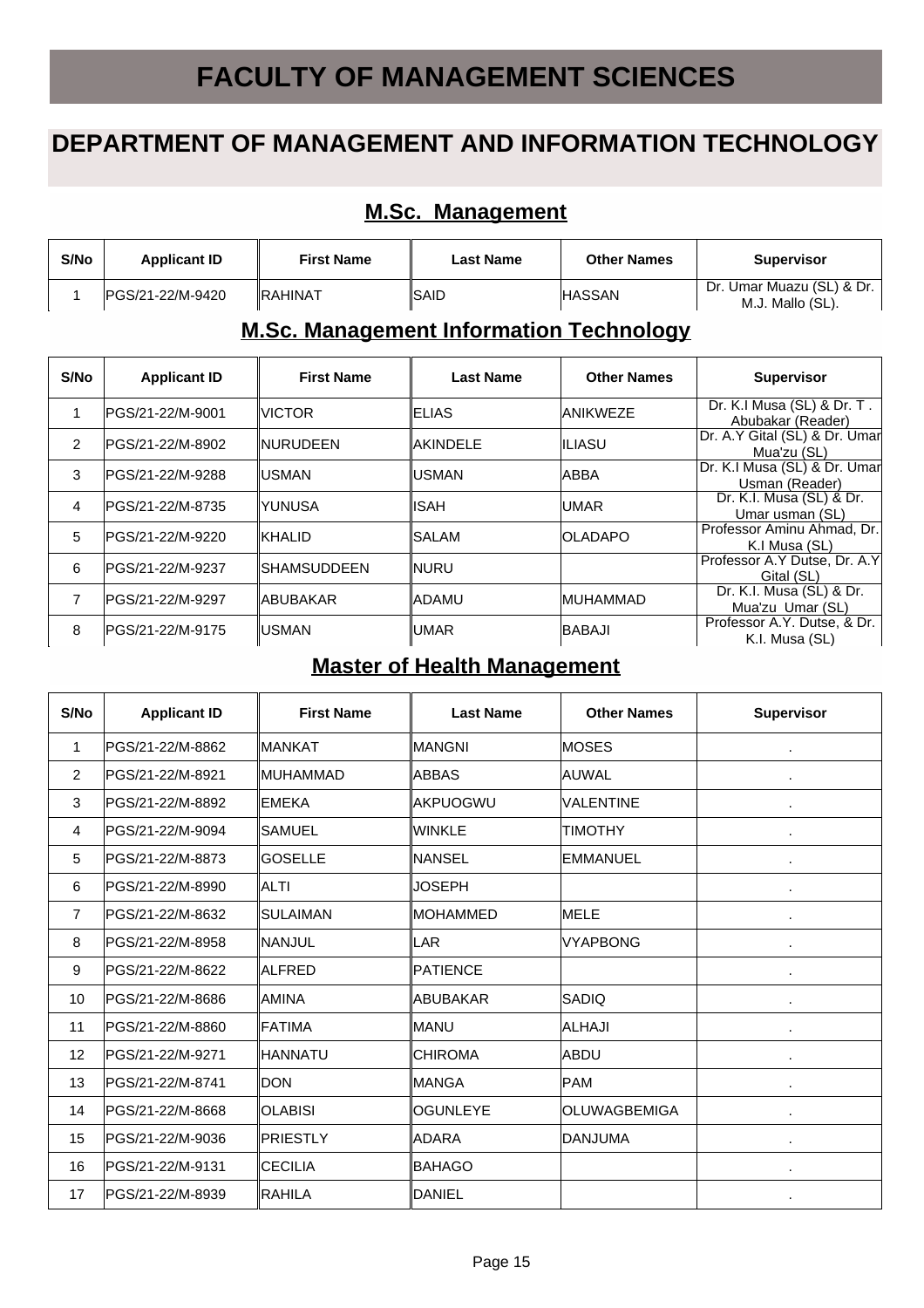# FACULTY OF MANAGEMENT SCIENCES

## DEPARTMENT OF MANAGEMENT AND INFORMATION TECHNOLOGY

### M.Sc. Management

| S/No | Applicant ID | First Name | Last Name | Other Names | Supervisor |
|---|---|---|---|---|---|
| 1 | PGS/21-22/M-9420 | RAHINAT | SAID | HASSAN | Dr. Umar Muazu (SL) & Dr. M.J. Mallo (SL). |

### M.Sc. Management Information Technology

| S/No | Applicant ID | First Name | Last Name | Other Names | Supervisor |
|---|---|---|---|---|---|
| 1 | PGS/21-22/M-9001 | VICTOR | ELIAS | ANIKWEZE | Dr. K.I Musa (SL) & Dr. T . Abubakar (Reader) |
| 2 | PGS/21-22/M-8902 | NURUDEEN | AKINDELE | ILIASU | Dr. A.Y Gital (SL) & Dr. Umar Mua'zu (SL) |
| 3 | PGS/21-22/M-9288 | USMAN | USMAN | ABBA | Dr. K.I Musa (SL) & Dr. Umar Usman (Reader) |
| 4 | PGS/21-22/M-8735 | YUNUSA | ISAH | UMAR | Dr. K.I. Musa (SL) & Dr. Umar usman (SL) |
| 5 | PGS/21-22/M-9220 | KHALID | SALAM | OLADAPO | Professor Aminu Ahmad, Dr. K.I Musa (SL) |
| 6 | PGS/21-22/M-9237 | SHAMSUDDEEN | NURU | | Professor A.Y Dutse, Dr. A.Y Gital (SL) |
| 7 | PGS/21-22/M-9297 | ABUBAKAR | ADAMU | MUHAMMAD | Dr. K.I. Musa (SL) & Dr. Mua'zu Umar (SL) |
| 8 | PGS/21-22/M-9175 | USMAN | UMAR | BABAJI | Professor A.Y. Dutse, & Dr. K.I. Musa (SL) |

### Master of Health Management

| S/No | Applicant ID | First Name | Last Name | Other Names | Supervisor |
|---|---|---|---|---|---|
| 1 | PGS/21-22/M-8862 | MANKAT | MANGNI | MOSES | . |
| 2 | PGS/21-22/M-8921 | MUHAMMAD | ABBAS | AUWAL | . |
| 3 | PGS/21-22/M-8892 | EMEKA | AKPUOGWU | VALENTINE | . |
| 4 | PGS/21-22/M-9094 | SAMUEL | WINKLE | TIMOTHY | . |
| 5 | PGS/21-22/M-8873 | GOSELLE | NANSEL | EMMANUEL | . |
| 6 | PGS/21-22/M-8990 | ALTI | JOSEPH | | . |
| 7 | PGS/21-22/M-8632 | SULAIMAN | MOHAMMED | MELE | . |
| 8 | PGS/21-22/M-8958 | NANJUL | LAR | VYAPBONG | . |
| 9 | PGS/21-22/M-8622 | ALFRED | PATIENCE | | . |
| 10 | PGS/21-22/M-8686 | AMINA | ABUBAKAR | SADIQ | . |
| 11 | PGS/21-22/M-8860 | FATIMA | MANU | ALHAJI | . |
| 12 | PGS/21-22/M-9271 | HANNATU | CHIROMA | ABDU | . |
| 13 | PGS/21-22/M-8741 | DON | MANGA | PAM | . |
| 14 | PGS/21-22/M-8668 | OLABISI | OGUNLEYE | OLUWAGBEMIGA | . |
| 15 | PGS/21-22/M-9036 | PRIESTLY | ADARA | DANJUMA | . |
| 16 | PGS/21-22/M-9131 | CECILIA | BAHAGO | | . |
| 17 | PGS/21-22/M-8939 | RAHILA | DANIEL | | . |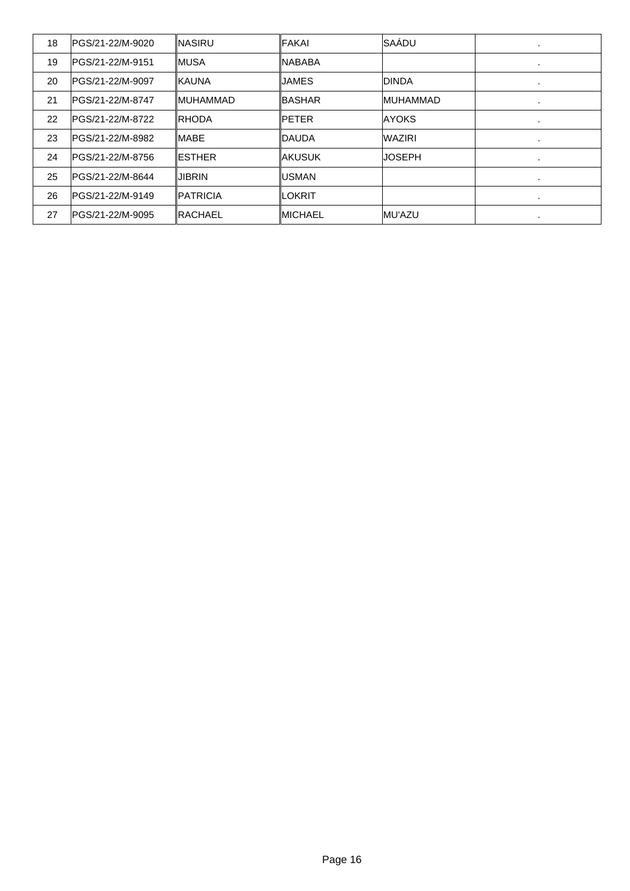| 18 | PGS/21-22/M-9020 | NASIRU | FAKAI | SAÁDU | . |
|---|---|---|---|---|---|
| 19 | PGS/21-22/M-9151 | MUSA | NABABA | | . |
| 20 | PGS/21-22/M-9097 | KAUNA | JAMES | DINDA | . |
| 21 | PGS/21-22/M-8747 | MUHAMMAD | BASHAR | MUHAMMAD | . |
| 22 | PGS/21-22/M-8722 | RHODA | PETER | AYOKS | . |
| 23 | PGS/21-22/M-8982 | MABE | DAUDA | WAZIRI | . |
| 24 | PGS/21-22/M-8756 | ESTHER | AKUSUK | JOSEPH | . |
| 25 | PGS/21-22/M-8644 | JIBRIN | USMAN | | . |
| 26 | PGS/21-22/M-9149 | PATRICIA | LOKRIT | | . |
| 27 | PGS/21-22/M-9095 | RACHAEL | MICHAEL | MU'AZU | . |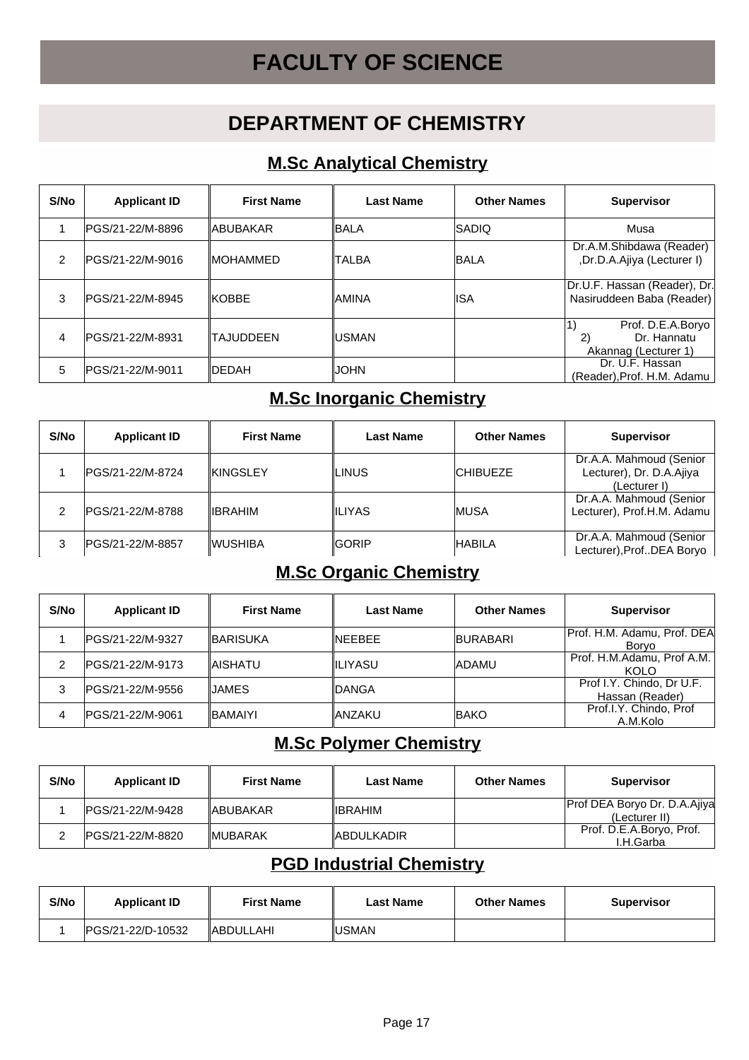# FACULTY OF SCIENCE

## DEPARTMENT OF CHEMISTRY

### M.Sc Analytical Chemistry

| S/No | Applicant ID | First Name | Last Name | Other Names | Supervisor |
|---|---|---|---|---|---|
| 1 | PGS/21-22/M-8896 | ABUBAKAR | BALA | SADIQ | Musa |
| 2 | PGS/21-22/M-9016 | MOHAMMED | TALBA | BALA | Dr.A.M.Shibdawa (Reader) ,Dr.D.A.Ajiya (Lecturer I) |
| 3 | PGS/21-22/M-8945 | KOBBE | AMINA | ISA | Dr.U.F. Hassan (Reader), Dr. Nasiruddeen Baba (Reader) |
| 4 | PGS/21-22/M-8931 | TAJUDDEEN | USMAN | | 1) Prof. D.E.A.Boryo 2) Dr. Hannatu Akannag (Lecturer 1) |
| 5 | PGS/21-22/M-9011 | DEDAH | JOHN | | Dr. U.F. Hassan (Reader),Prof. H.M. Adamu |

### M.Sc Inorganic Chemistry

| S/No | Applicant ID | First Name | Last Name | Other Names | Supervisor |
|---|---|---|---|---|---|
| 1 | PGS/21-22/M-8724 | KINGSLEY | LINUS | CHIBUEZE | Dr.A.A. Mahmoud (Senior Lecturer), Dr. D.A.Ajiya (Lecturer I) |
| 2 | PGS/21-22/M-8788 | IBRAHIM | ILIYAS | MUSA | Dr.A.A. Mahmoud (Senior Lecturer), Prof.H.M. Adamu |
| 3 | PGS/21-22/M-8857 | WUSHIBA | GORIP | HABILA | Dr.A.A. Mahmoud (Senior Lecturer),Prof..DEA Boryo |

### M.Sc Organic Chemistry

| S/No | Applicant ID | First Name | Last Name | Other Names | Supervisor |
|---|---|---|---|---|---|
| 1 | PGS/21-22/M-9327 | BARISUKA | NEEBEE | BURABARI | Prof. H.M. Adamu, Prof. DEA Boryo |
| 2 | PGS/21-22/M-9173 | AISHATU | ILIYASU | ADAMU | Prof. H.M.Adamu, Prof A.M. KOLO |
| 3 | PGS/21-22/M-9556 | JAMES | DANGA | | Prof I.Y. Chindo, Dr U.F. Hassan (Reader) |
| 4 | PGS/21-22/M-9061 | BAMAIYI | ANZAKU | BAKO | Prof.I.Y. Chindo, Prof A.M.Kolo |

### M.Sc Polymer Chemistry

| S/No | Applicant ID | First Name | Last Name | Other Names | Supervisor |
|---|---|---|---|---|---|
| 1 | PGS/21-22/M-9428 | ABUBAKAR | IBRAHIM | | Prof DEA Boryo Dr. D.A.Ajiya (Lecturer II) |
| 2 | PGS/21-22/M-8820 | MUBARAK | ABDULKADIR | | Prof. D.E.A.Boryo, Prof. I.H.Garba |

### PGD Industrial Chemistry

| S/No | Applicant ID | First Name | Last Name | Other Names | Supervisor |
|---|---|---|---|---|---|
| 1 | PGS/21-22/D-10532 | ABDULLAHI | USMAN | | |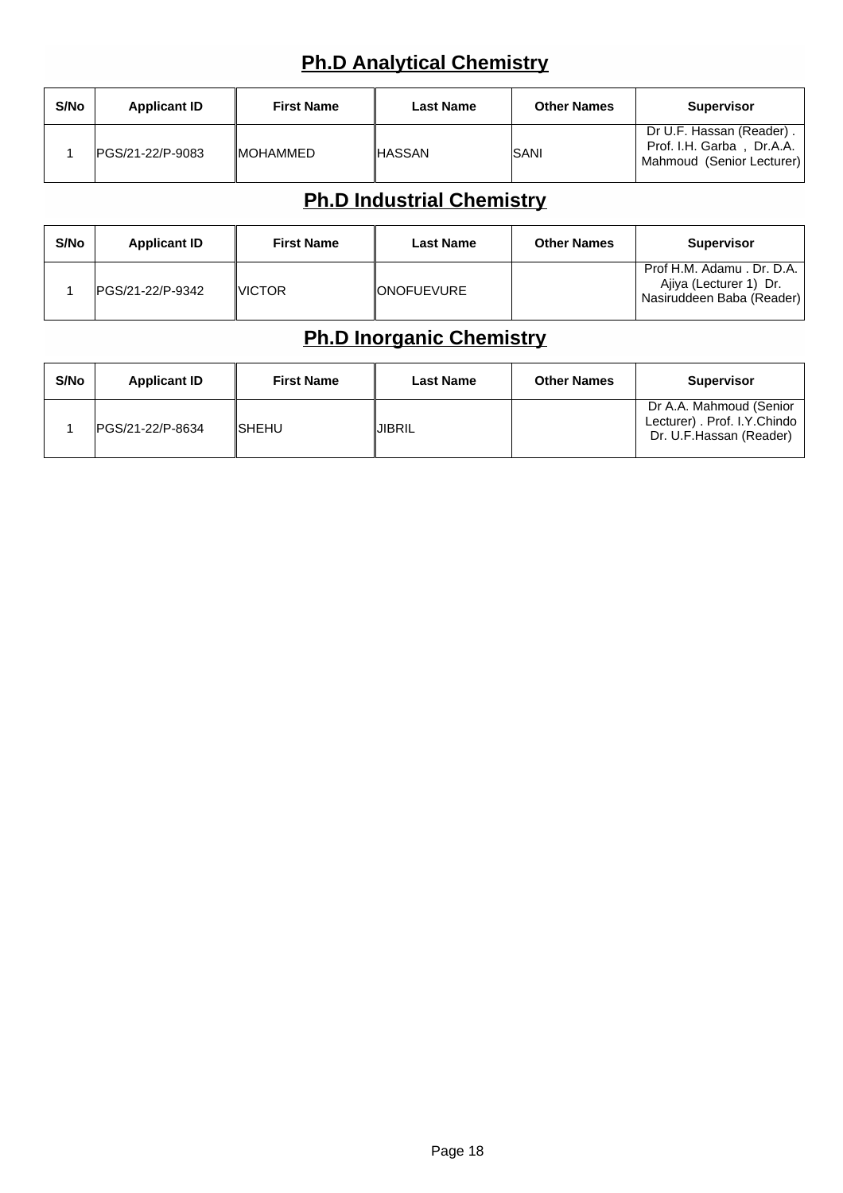## Ph.D Analytical Chemistry

| S/No | Applicant ID | First Name | Last Name | Other Names | Supervisor |
|---|---|---|---|---|---|
| 1 | PGS/21-22/P-9083 | MOHAMMED | HASSAN | SANI | Dr U.F. Hassan (Reader) . Prof. I.H. Garba , Dr.A.A. Mahmoud (Senior Lecturer) |

## Ph.D Industrial Chemistry

| S/No | Applicant ID | First Name | Last Name | Other Names | Supervisor |
|---|---|---|---|---|---|
| 1 | PGS/21-22/P-9342 | VICTOR | ONOFUEVURE | | Prof H.M. Adamu . Dr. D.A. Ajiya (Lecturer 1) Dr. Nasiruddeen Baba (Reader) |

## Ph.D Inorganic Chemistry

| S/No | Applicant ID | First Name | Last Name | Other Names | Supervisor |
|---|---|---|---|---|---|
| 1 | PGS/21-22/P-8634 | SHEHU | JIBRIL | | Dr A.A. Mahmoud (Senior Lecturer) . Prof. I.Y.Chindo Dr. U.F.Hassan (Reader) |